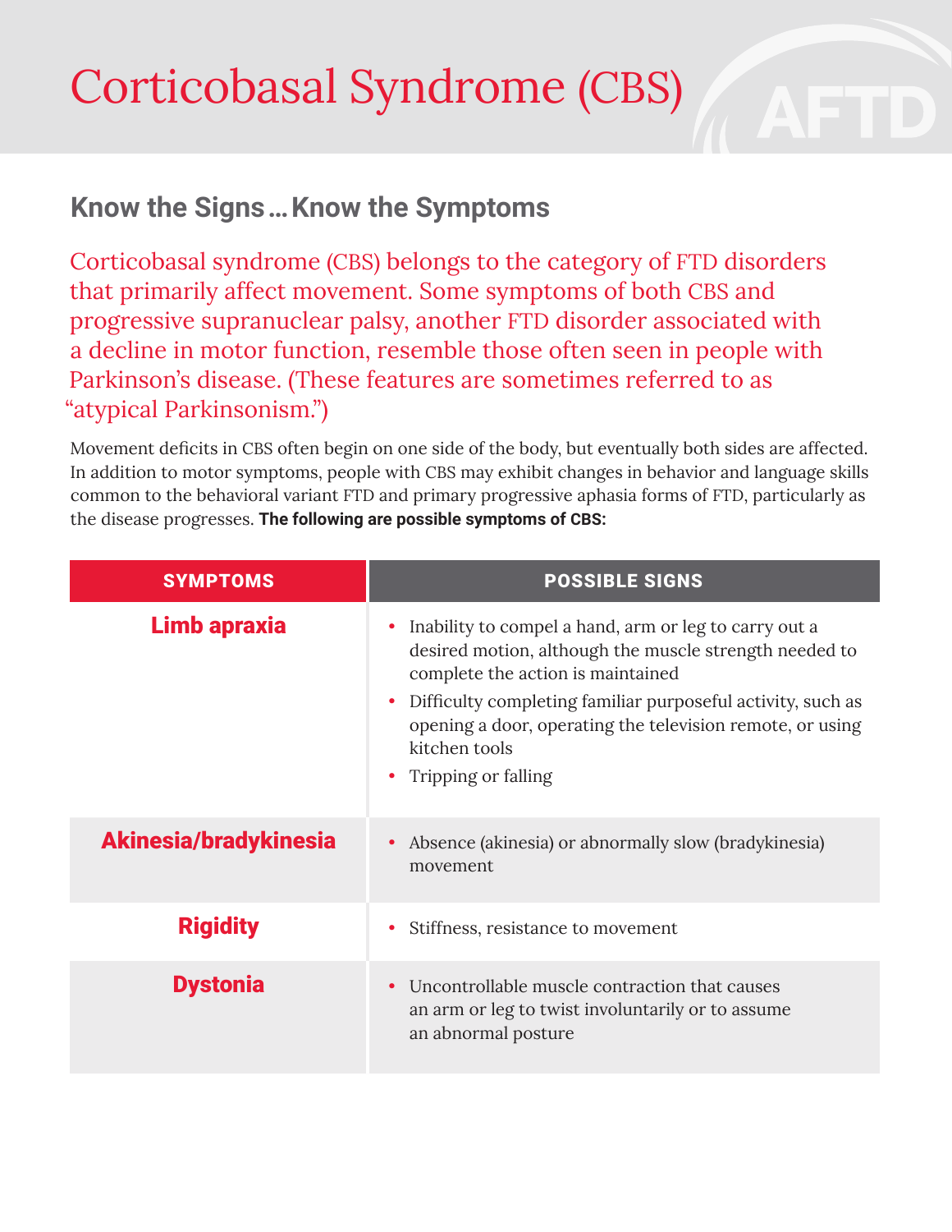# Corticobasal Syndrome (CBS)

## Know the Signs … Know the Symptoms

Corticobasal syndrome (CBS) belongs to the category of FTD disorders that primarily affect movement. Some symptoms of both CBS and progressive supranuclear palsy, another FTD disorder associated with a decline in motor function, resemble those often seen in people with Parkinson's disease. (These features are sometimes referred to as "atypical Parkinsonism.")

Movement deficits in CBS often begin on one side of the body, but eventually both sides are affected. In addition to motor symptoms, people with CBS may exhibit changes in behavior and language skills common to the behavioral variant FTD and primary progressive aphasia forms of FTD, particularly as the disease progresses. **The following are possible symptoms of CBS:**

| SYMPTOMS | POSSIBLE SIGNS |
|---|---|
| **Limb apraxia** | • Inability to compel a hand, arm or leg to carry out a desired motion, although the muscle strength needed to complete the action is maintained<br>• Difficulty completing familiar purposeful activity, such as opening a door, operating the television remote, or using kitchen tools<br>• Tripping or falling |
| **Akinesia/bradykinesia** | • Absence (akinesia) or abnormally slow (bradykinesia) movement |
| **Rigidity** | • Stiffness, resistance to movement |
| **Dystonia** | • Uncontrollable muscle contraction that causes an arm or leg to twist involuntarily or to assume an abnormal posture |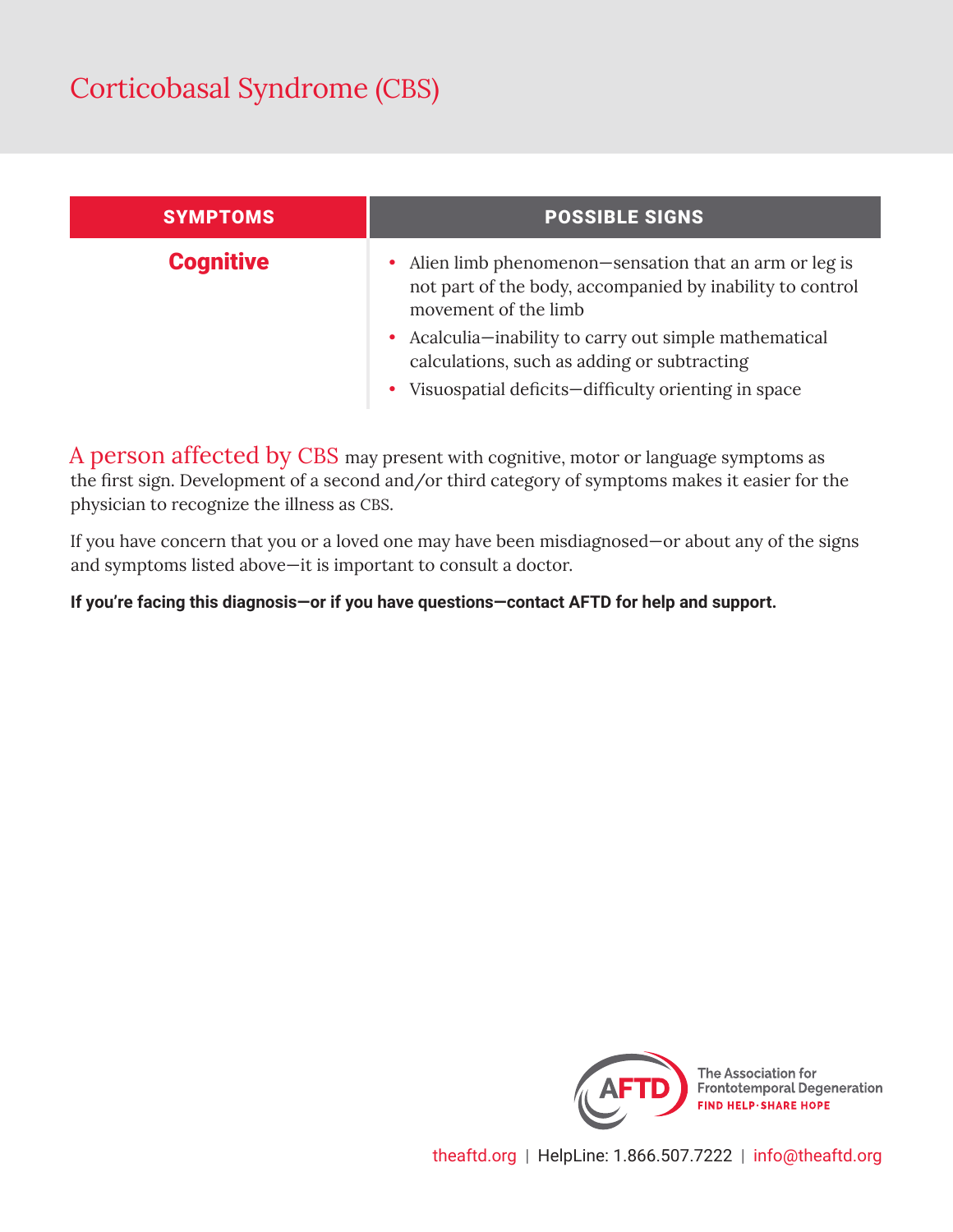# Corticobasal Syndrome (CBS)

| SYMPTOMS | POSSIBLE SIGNS |
|---|---|
| **Cognitive** | • Alien limb phenomenon—sensation that an arm or leg is not part of the body, accompanied by inability to control movement of the limb<br>• Acalculia—inability to carry out simple mathematical calculations, such as adding or subtracting<br>• Visuospatial deficits—difficulty orienting in space |

A person affected by CBS may present with cognitive, motor or language symptoms as the first sign. Development of a second and/or third category of symptoms makes it easier for the physician to recognize the illness as CBS.

If you have concern that you or a loved one may have been misdiagnosed—or about any of the signs and symptoms listed above—it is important to consult a doctor.

**If you're facing this diagnosis—or if you have questions—contact AFTD for help and support.**

The Association for Frontotemporal Degeneration
FIND HELP·SHARE HOPE

theaftd.org | HelpLine: 1.866.507.7222 | info@theaftd.org